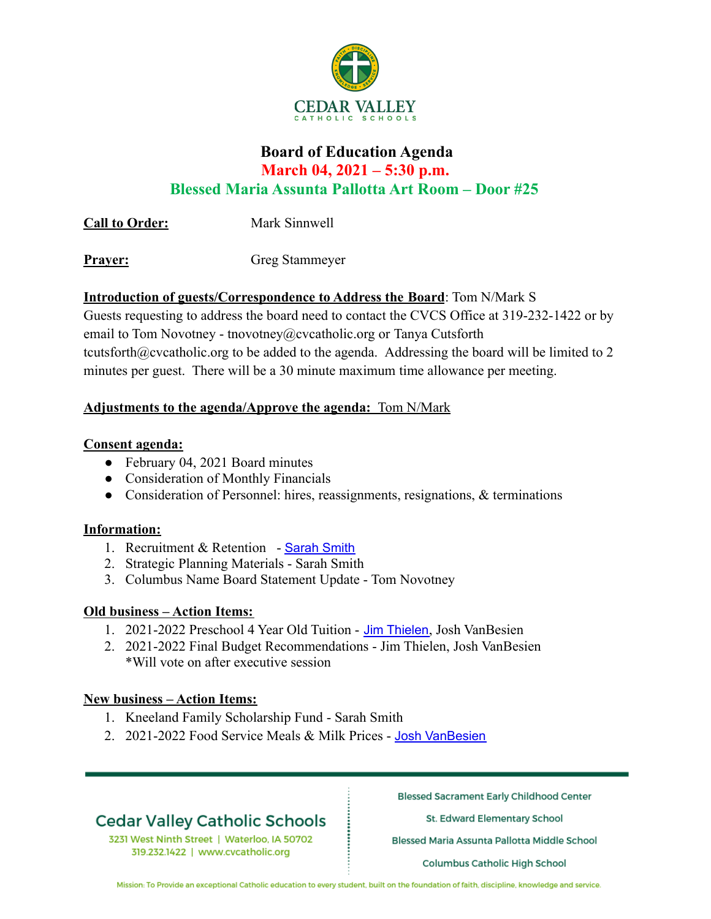CEDAR VALLEY
CATHOLIC SCHOOLS

# Board of Education Agenda

## March 04, 2021 – 5:30 p.m.

## Blessed Maria Assunta Pallotta Art Room – Door #25

**Call to Order:** Mark Sinnwell

**Prayer:** Greg Stammeyer

**Introduction of guests/Correspondence to Address the Board**: Tom N/Mark S
Guests requesting to address the board need to contact the CVCS Office at 319-232-1422 or by email to Tom Novotney - tnovotney@cvcatholic.org or Tanya Cutsforth tcutsforth@cvcatholic.org to be added to the agenda. Addressing the board will be limited to 2 minutes per guest. There will be a 30 minute maximum time allowance per meeting.

**Adjustments to the agenda/Approve the agenda:** Tom N/Mark

**Consent agenda:**

- February 04, 2021 Board minutes
- Consideration of Monthly Financials
- Consideration of Personnel: hires, reassignments, resignations, & terminations

**Information:**

1. Recruitment & Retention - Sarah Smith
2. Strategic Planning Materials - Sarah Smith
3. Columbus Name Board Statement Update - Tom Novotney

**Old business – Action Items:**

1. 2021-2022 Preschool 4 Year Old Tuition - Jim Thielen, Josh VanBesien
2. 2021-2022 Final Budget Recommendations - Jim Thielen, Josh VanBesien
   *Will vote on after executive session

**New business – Action Items:**

1. Kneeland Family Scholarship Fund - Sarah Smith
2. 2021-2022 Food Service Meals & Milk Prices - Josh VanBesien

Cedar Valley Catholic Schools
3231 West Ninth Street | Waterloo, IA 50702
319.232.1422 | www.cvcatholic.org

Blessed Sacrament Early Childhood Center
St. Edward Elementary School
Blessed Maria Assunta Pallotta Middle School
Columbus Catholic High School

Mission: To Provide an exceptional Catholic education to every student, built on the foundation of faith, discipline, knowledge and service.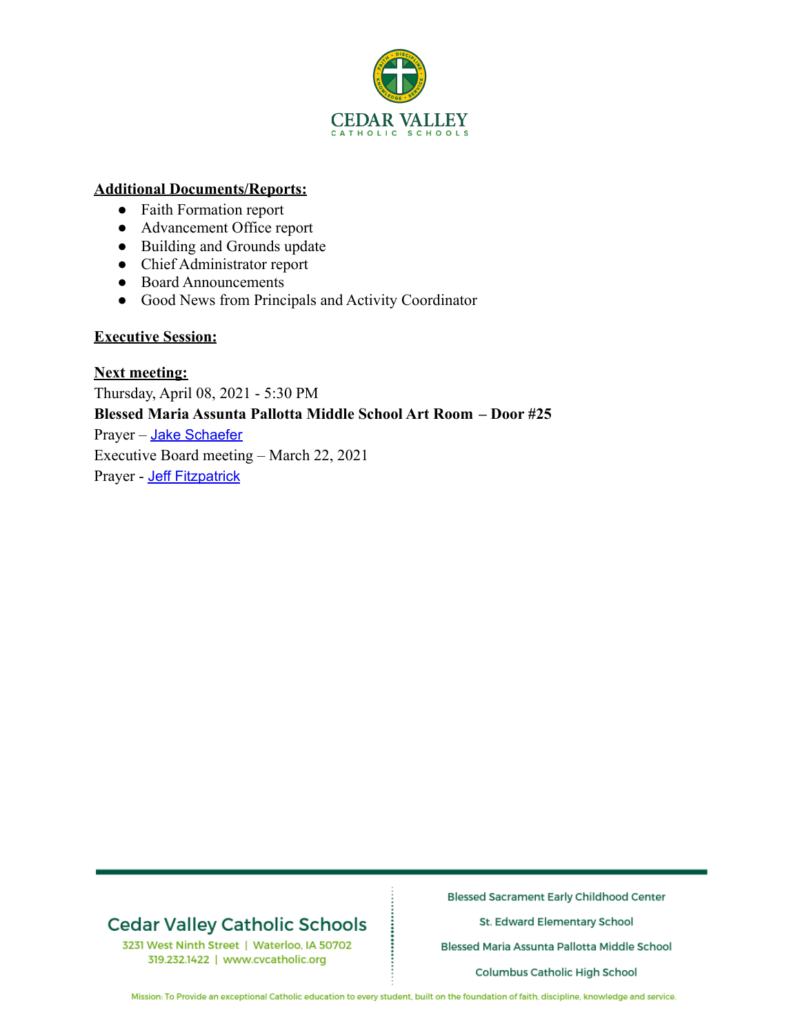**Additional Documents/Reports:**

- Faith Formation report
- Advancement Office report
- Building and Grounds update
- Chief Administrator report
- Board Announcements
- Good News from Principals and Activity Coordinator

**Executive Session:**

**Next meeting:**

Thursday, April 08, 2021 - 5:30 PM

**Blessed Maria Assunta Pallotta Middle School Art Room – Door #25**

Prayer – Jake Schaefer

Executive Board meeting – March 22, 2021

Prayer - Jeff Fitzpatrick